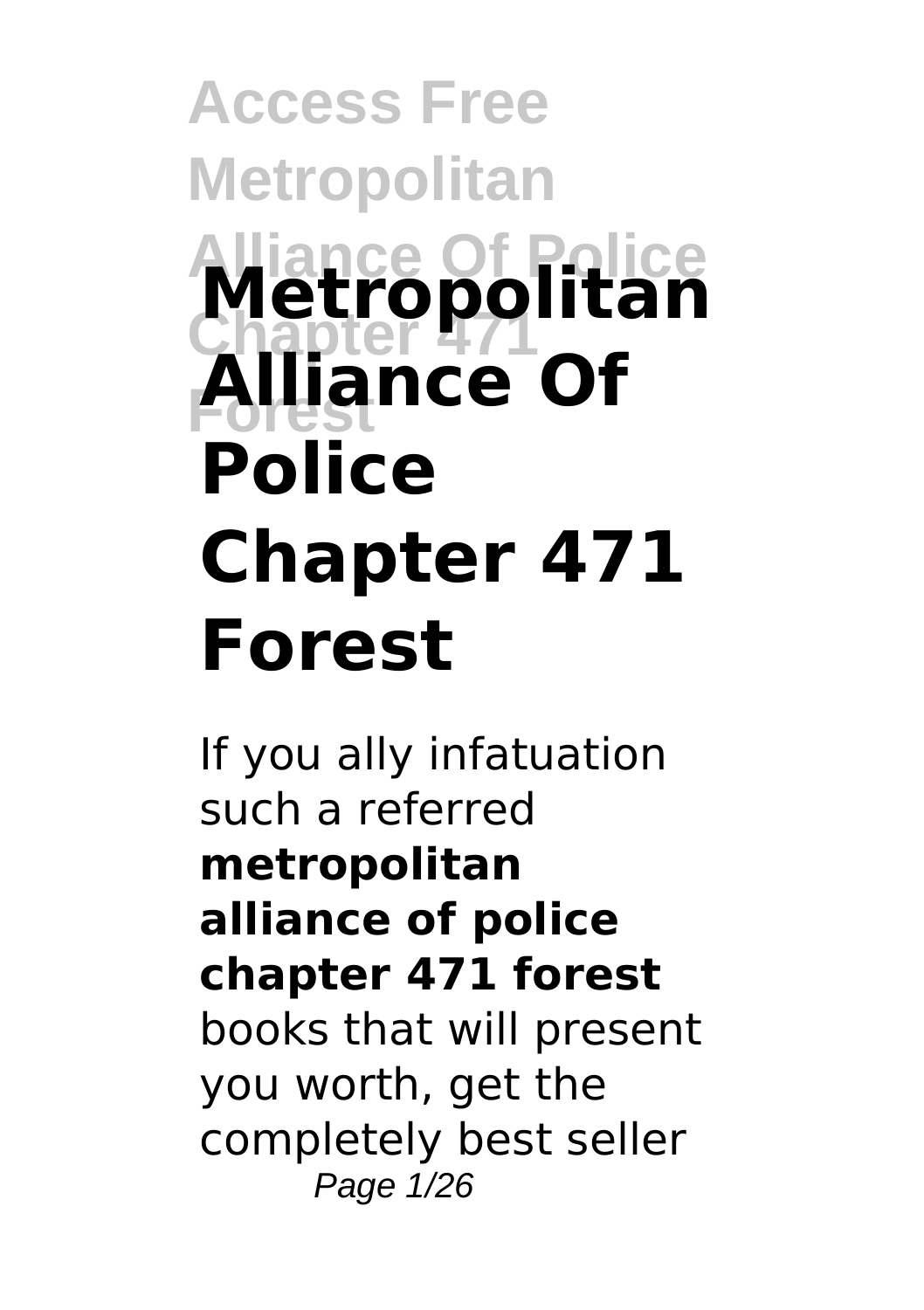# Metropolitan Alliance Of Police Chapter 471 Forest

If you ally infatuation such a referred **metropolitan alliance of police chapter 471 forest** books that will present you worth, get the completely best seller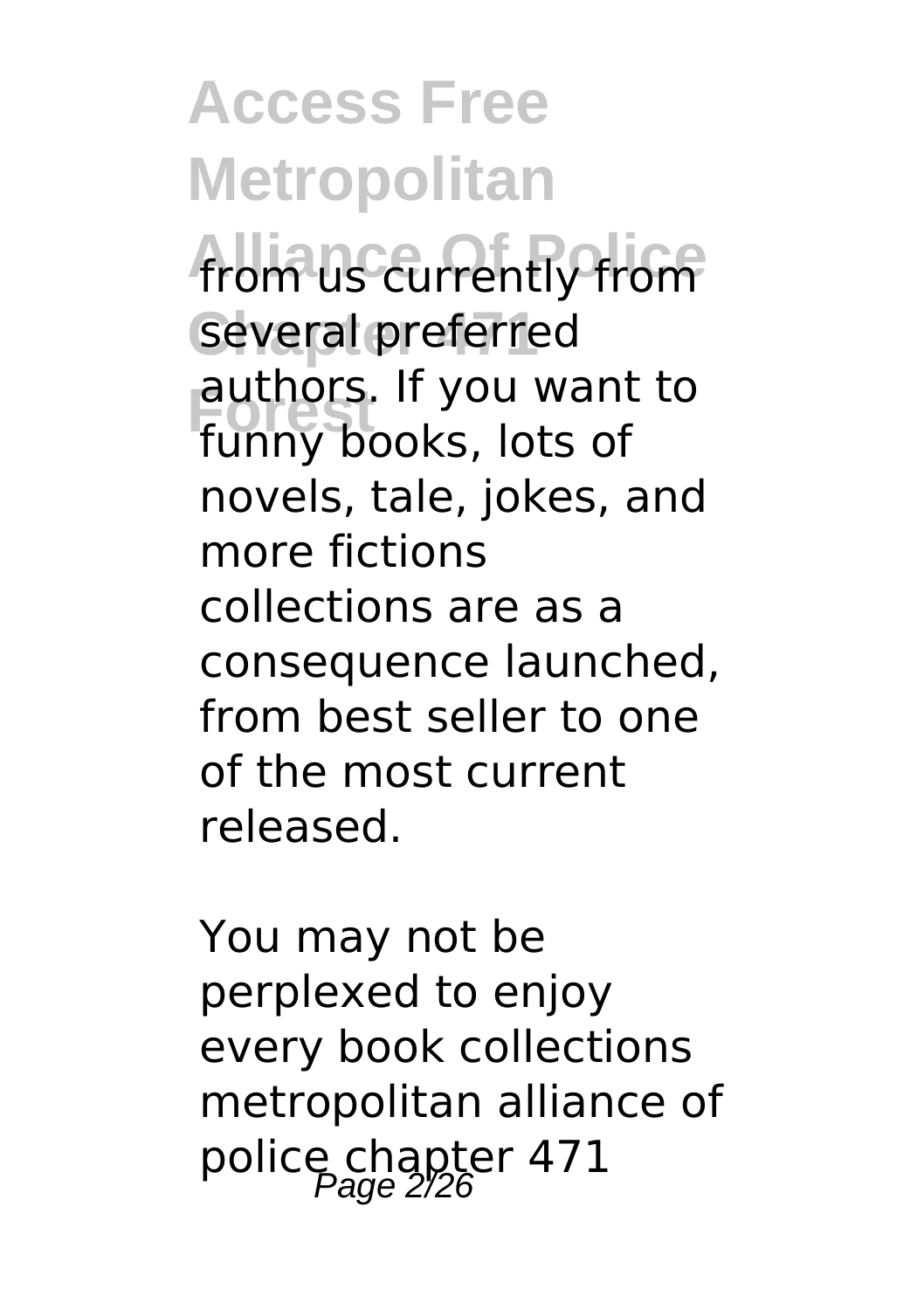from us currently from several preferred authors. If you want to funny books, lots of novels, tale, jokes, and more fictions collections are as a consequence launched, from best seller to one of the most current released.

You may not be perplexed to enjoy every book collections metropolitan alliance of police chapter 471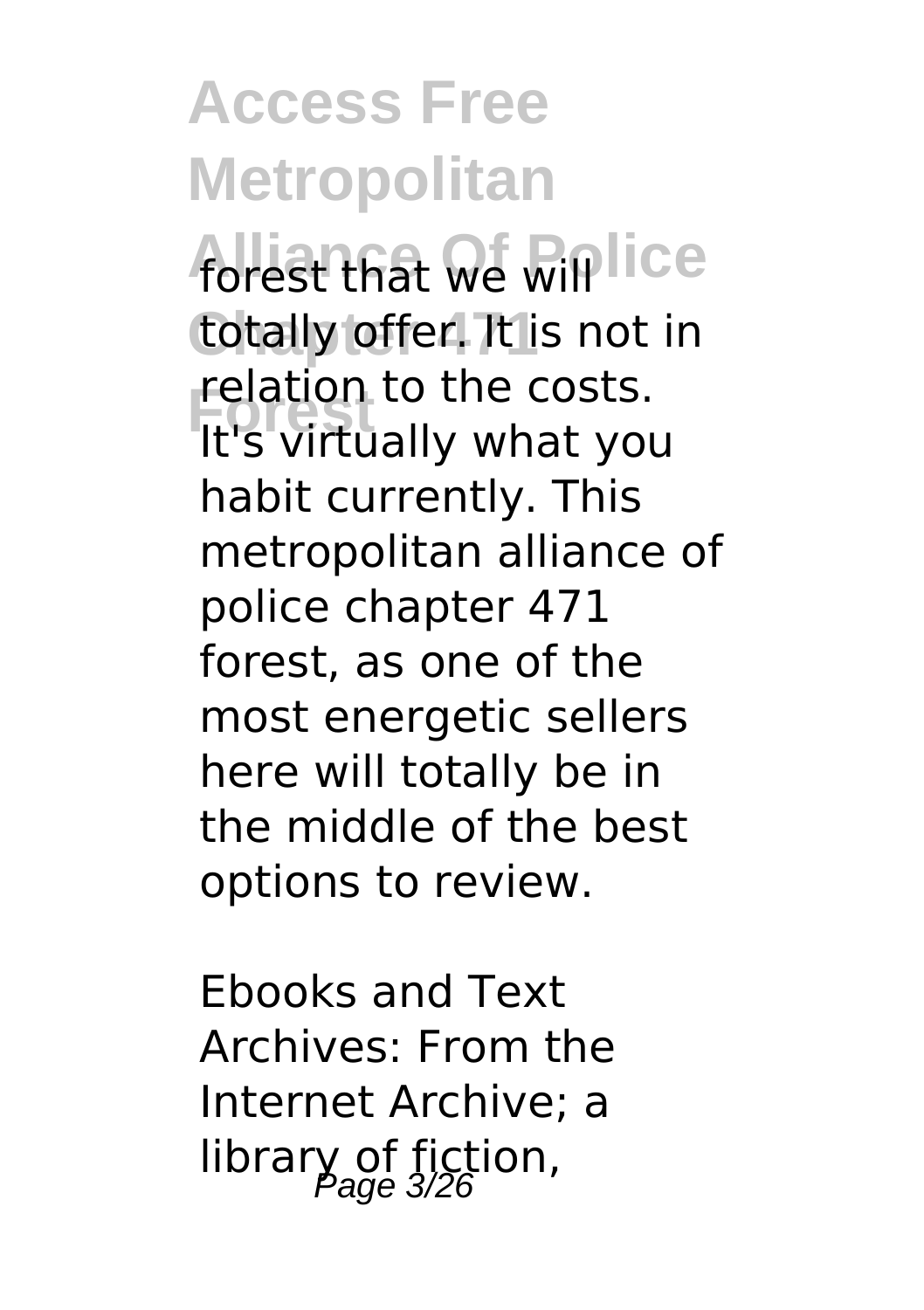forest that we will totally offer. It is not in relation to the costs. It's virtually what you habit currently. This metropolitan alliance of police chapter 471 forest, as one of the most energetic sellers here will totally be in the middle of the best options to review.

Ebooks and Text Archives: From the Internet Archive; a library of fiction,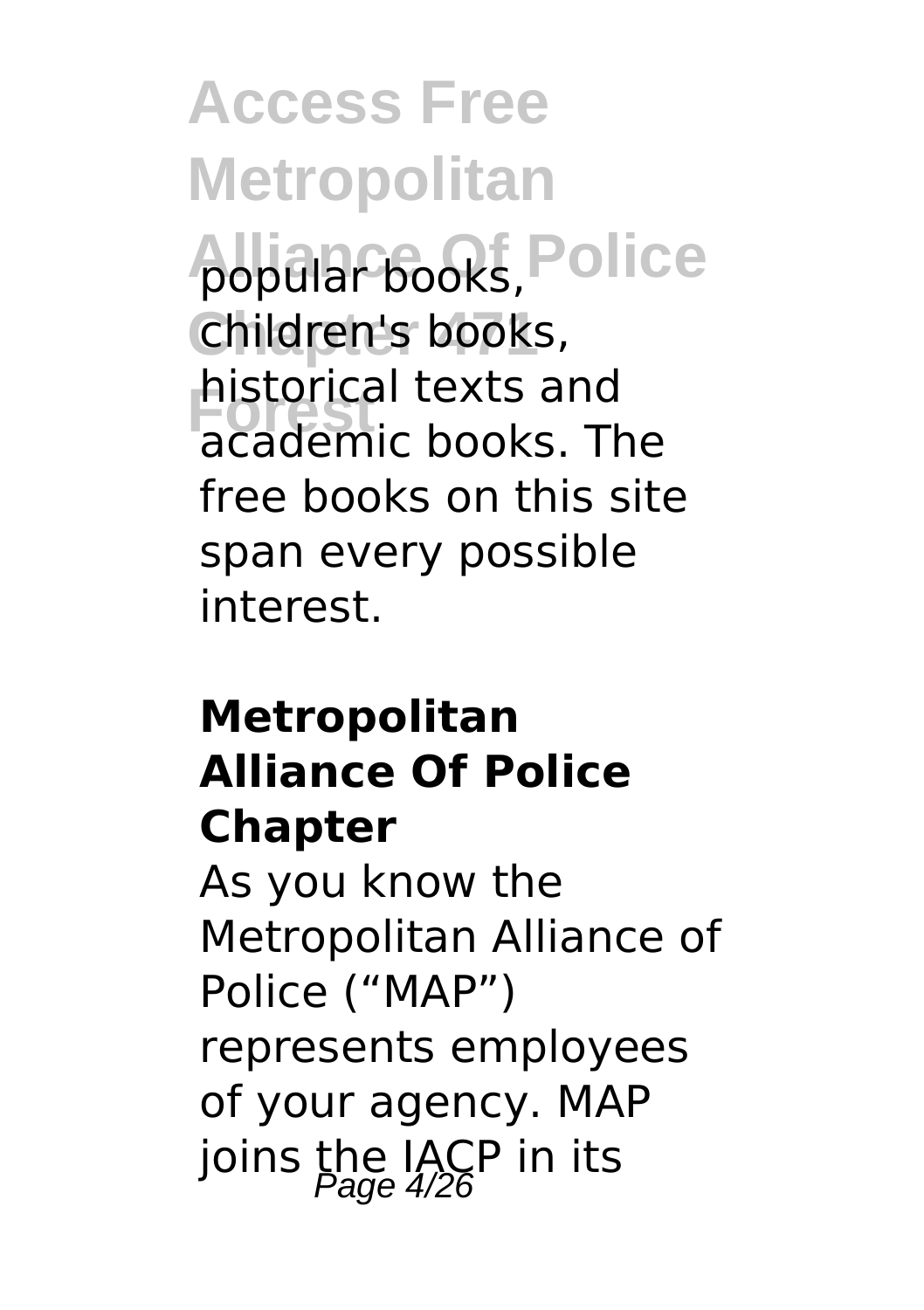popular books, children's books, historical texts and academic books. The free books on this site span every possible interest.

## Metropolitan Alliance Of Police Chapter

As you know the Metropolitan Alliance of Police ("MAP") represents employees of your agency. MAP joins the IACP in its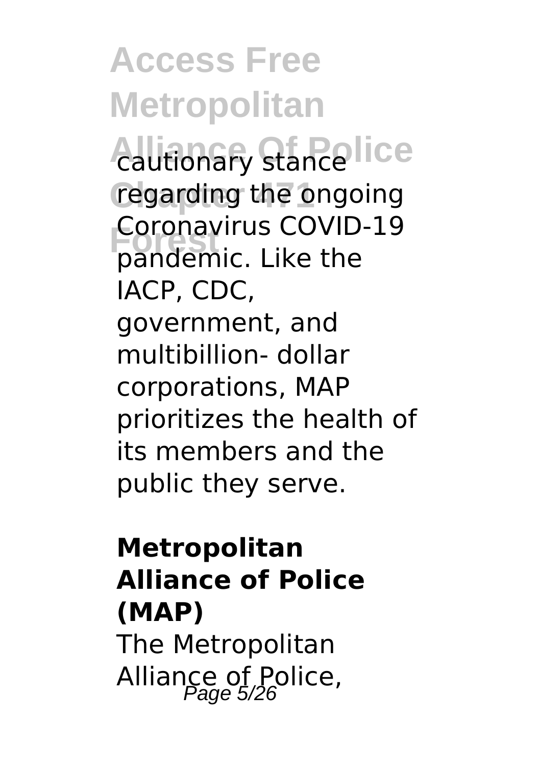cautionary stance regarding the ongoing Coronavirus COVID-19 pandemic. Like the IACP, CDC, government, and multibillion- dollar corporations, MAP prioritizes the health of its members and the public they serve.

**Metropolitan Alliance of Police (MAP)**

The Metropolitan Alliance of Police,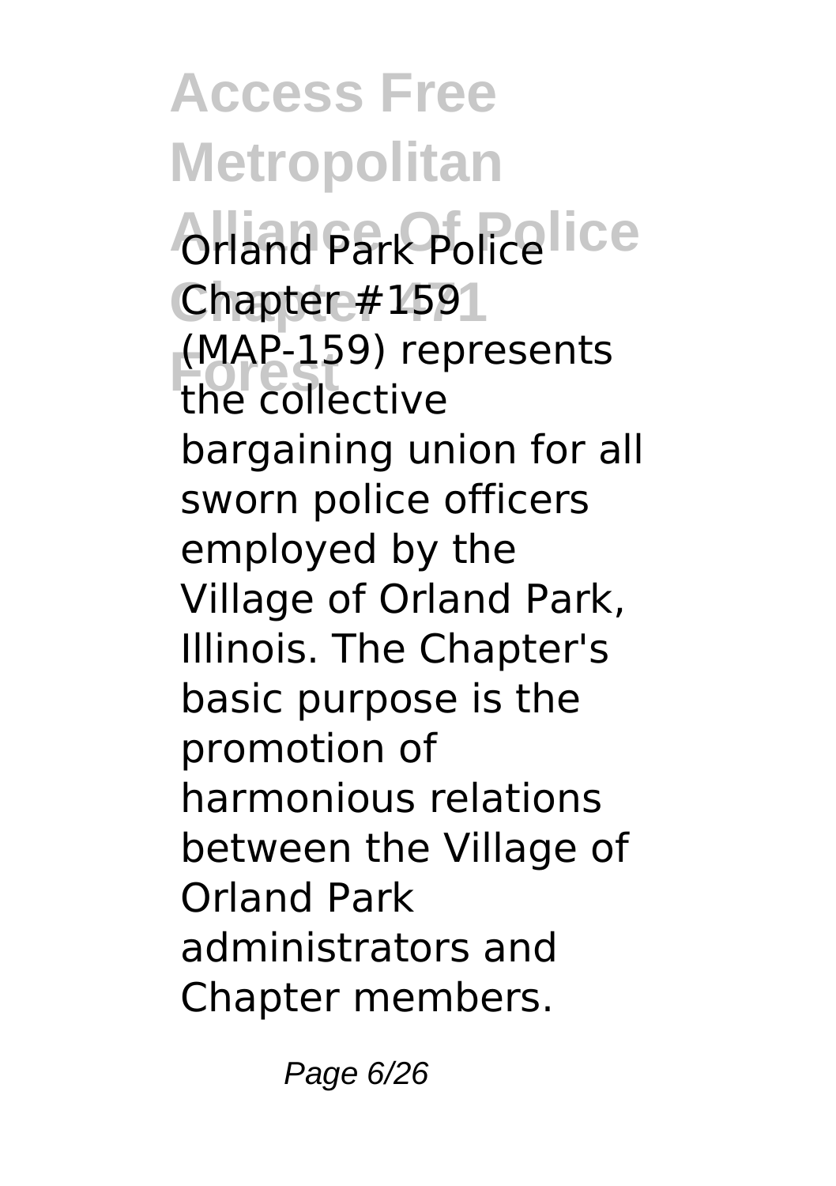Orland Park Police Chapter #159 (MAP-159) represents the collective bargaining union for all sworn police officers employed by the Village of Orland Park, Illinois. The Chapter's basic purpose is the promotion of harmonious relations between the Village of Orland Park administrators and Chapter members.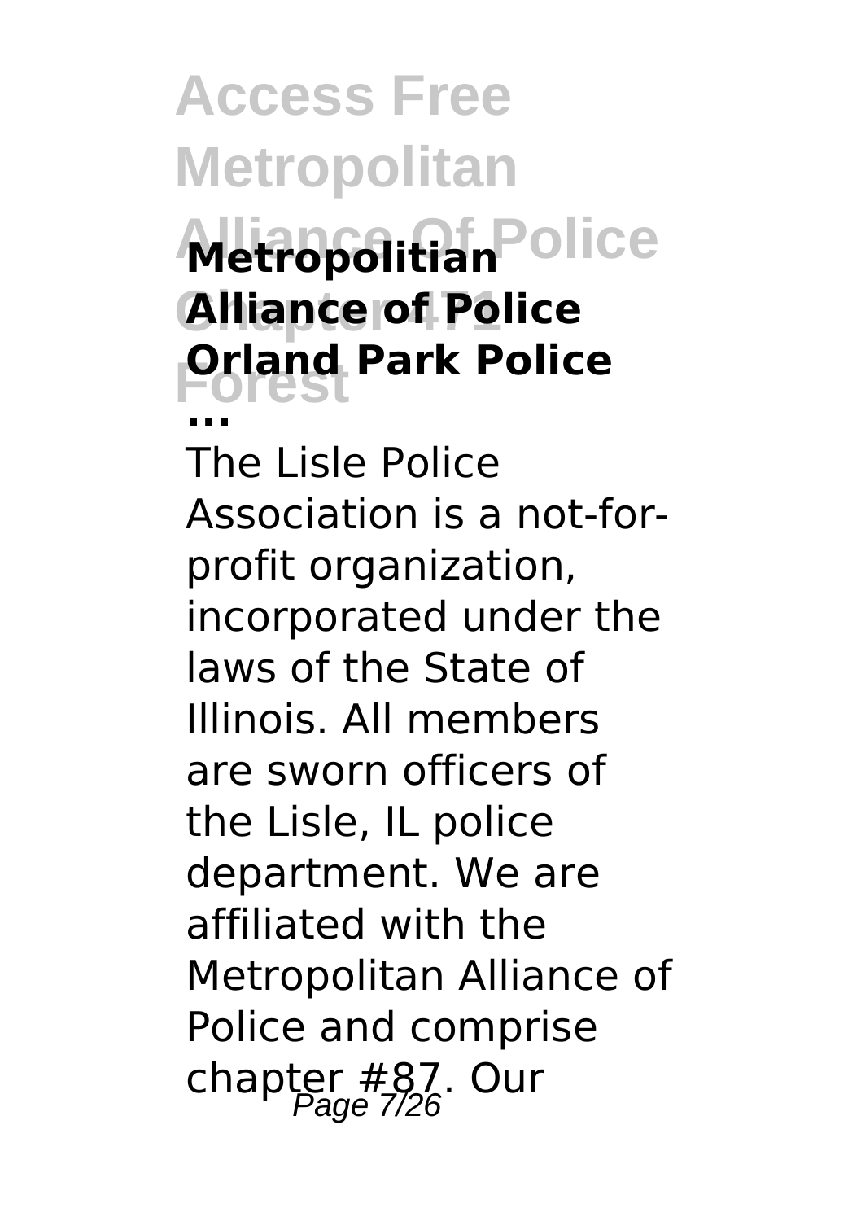**Metropolitan Alliance of Police Orland Park Police ...**

The Lisle Police Association is a not-for-profit organization, incorporated under the laws of the State of Illinois. All members are sworn officers of the Lisle, IL police department. We are affiliated with the Metropolitan Alliance of Police and comprise chapter #87. Our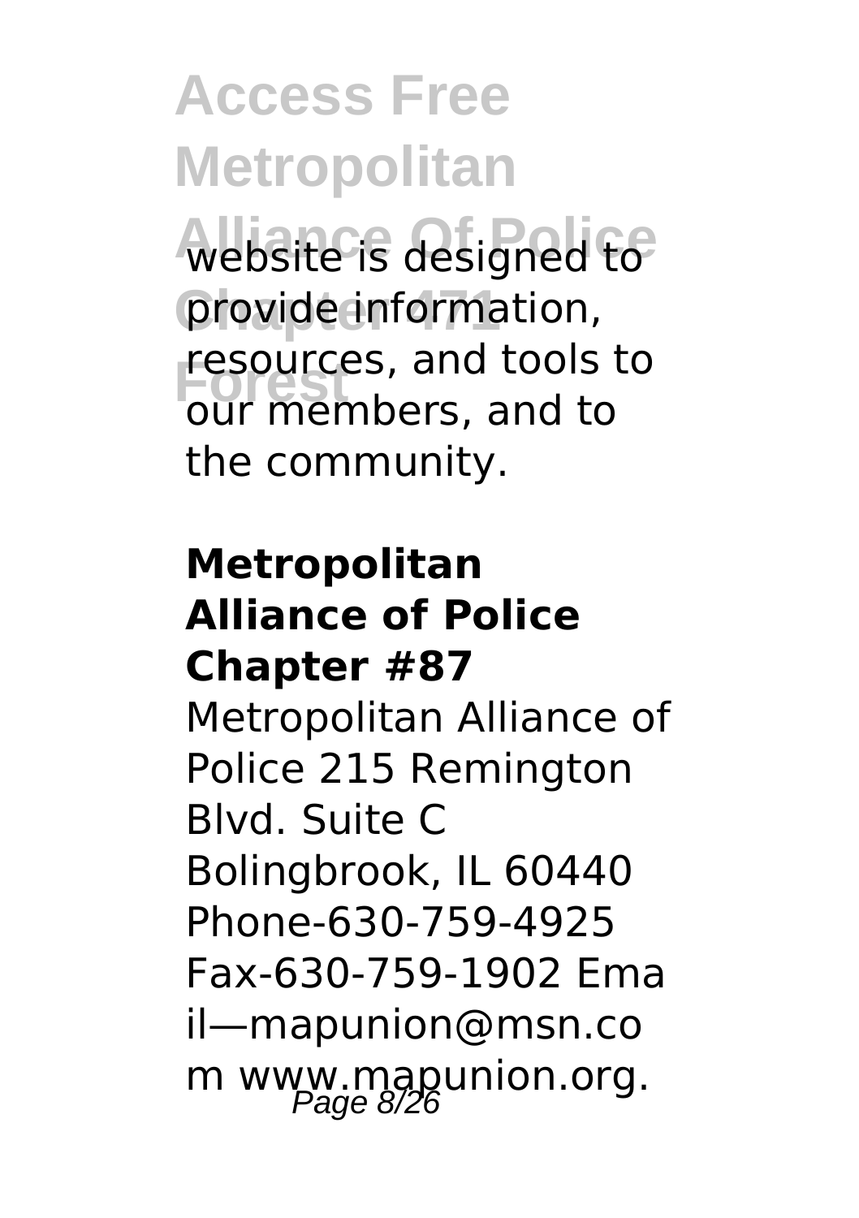website is designed to provide information, resources, and tools to our members, and to the community.

**Metropolitan Alliance of Police Chapter #87**

Metropolitan Alliance of Police 215 Remington Blvd. Suite C Bolingbrook, IL 60440 Phone-630-759-4925 Fax-630-759-1902 Email—mapunion@msn.com www.mapunion.org.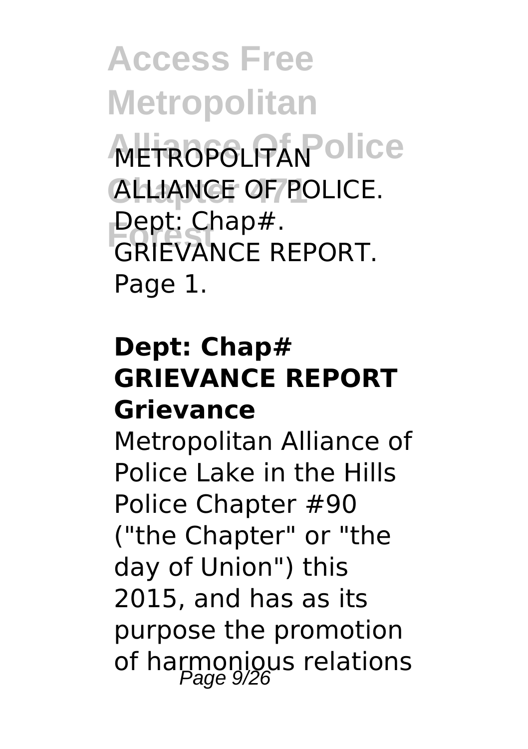METROPOLITAN ALLIANCE OF POLICE. Dept: Chap#. GRIEVANCE REPORT. Page 1.

**Dept: Chap# GRIEVANCE REPORT Grievance**

Metropolitan Alliance of Police Lake in the Hills Police Chapter #90 ("the Chapter" or "the day of Union") this 2015, and has as its purpose the promotion of harmonious relations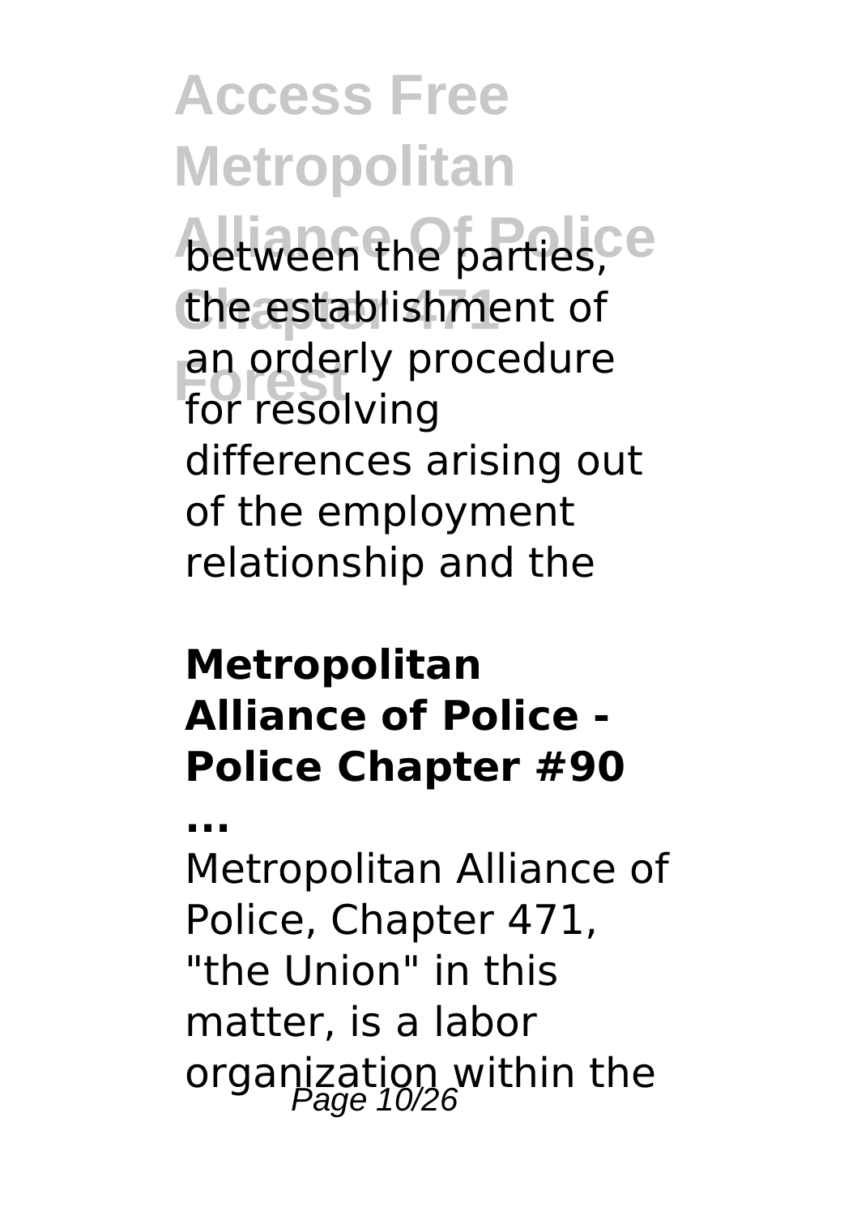between the parties, the establishment of an orderly procedure for resolving differences arising out of the employment relationship and the

**Metropolitan Alliance of Police - Police Chapter #90 ...**

Metropolitan Alliance of Police, Chapter 471, "the Union" in this matter, is a labor organization within the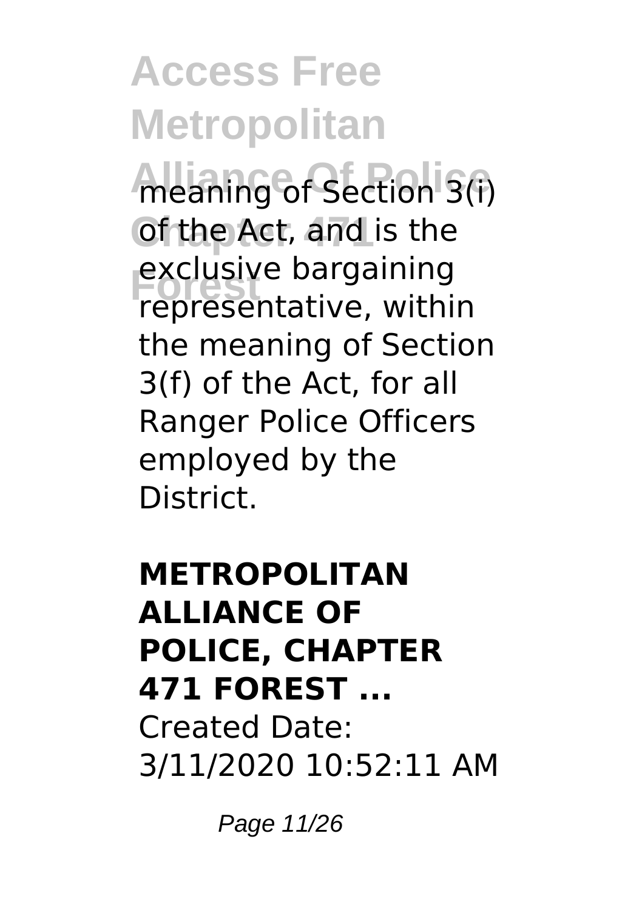meaning of Section 3(i) of the Act, and is the exclusive bargaining representative, within the meaning of Section 3(f) of the Act, for all Ranger Police Officers employed by the District.

**METROPOLITAN ALLIANCE OF POLICE, CHAPTER 471 FOREST ...**

Created Date: 3/11/2020 10:52:11 AM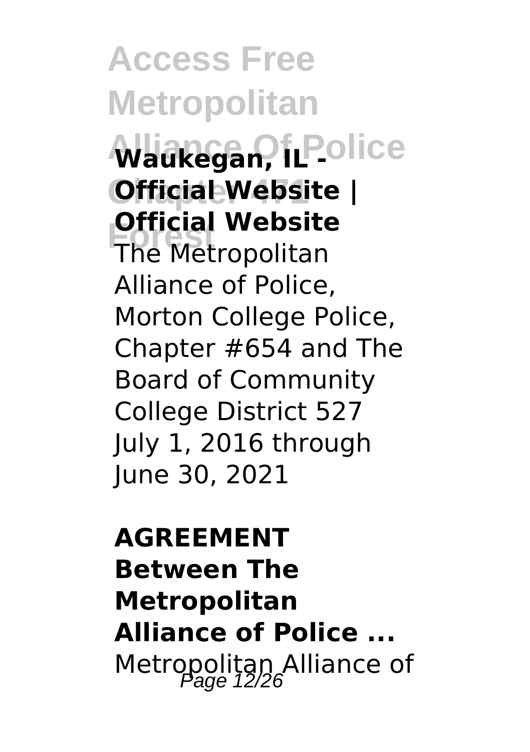**Waukegan, IL - Official Website | Official Website**

The Metropolitan Alliance of Police, Morton College Police, Chapter #654 and The Board of Community College District 527 July 1, 2016 through June 30, 2021

**AGREEMENT Between The Metropolitan Alliance of Police ...**

Metropolitan Alliance of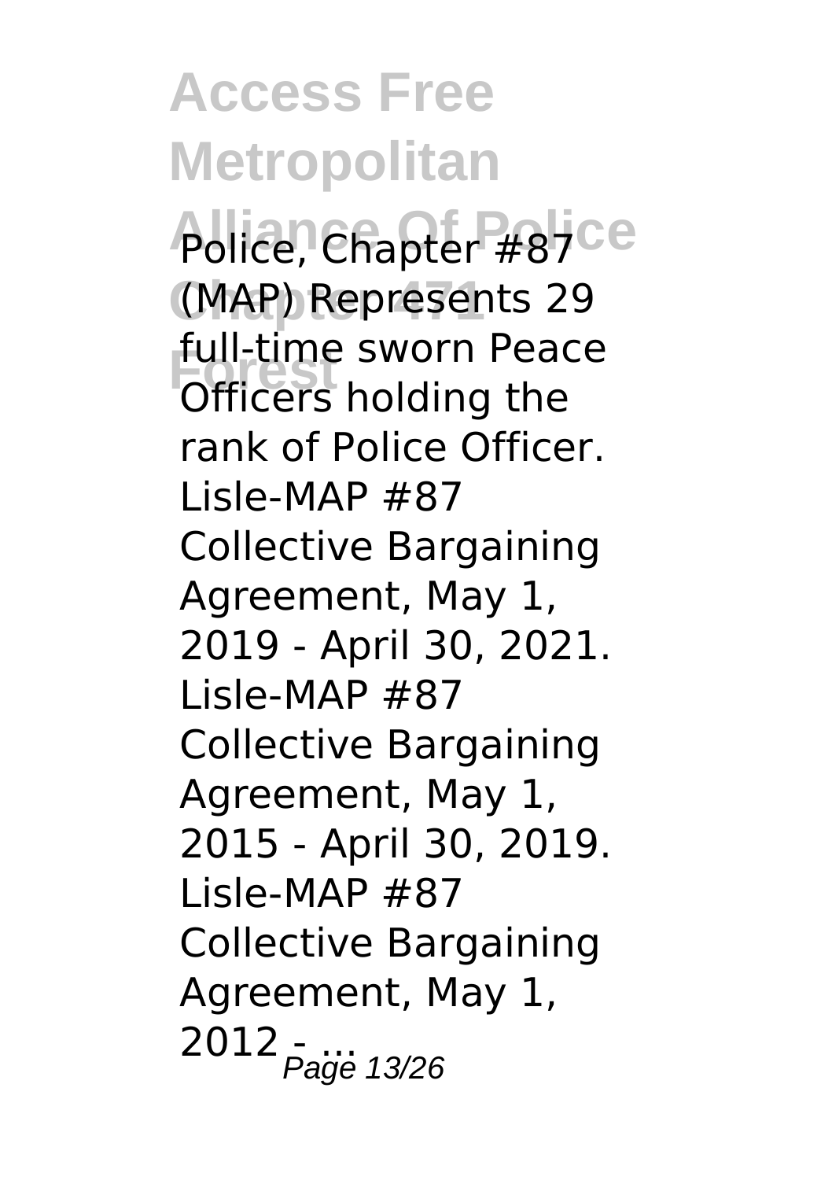Police, Chapter #87 (MAP) Represents 29 full-time sworn Peace Officers holding the rank of Police Officer. Lisle-MAP #87 Collective Bargaining Agreement, May 1, 2019 - April 30, 2021. Lisle-MAP #87 Collective Bargaining Agreement, May 1, 2015 - April 30, 2019. Lisle-MAP #87 Collective Bargaining Agreement, May 1, 2012 - ...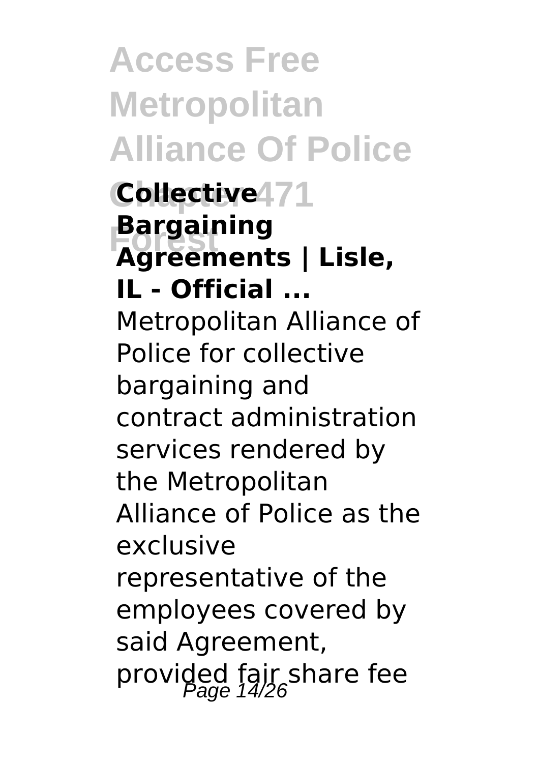**Collective Bargaining Agreements | Lisle, IL - Official ...**

Metropolitan Alliance of Police for collective bargaining and contract administration services rendered by the Metropolitan Alliance of Police as the exclusive representative of the employees covered by said Agreement, provided fair share fee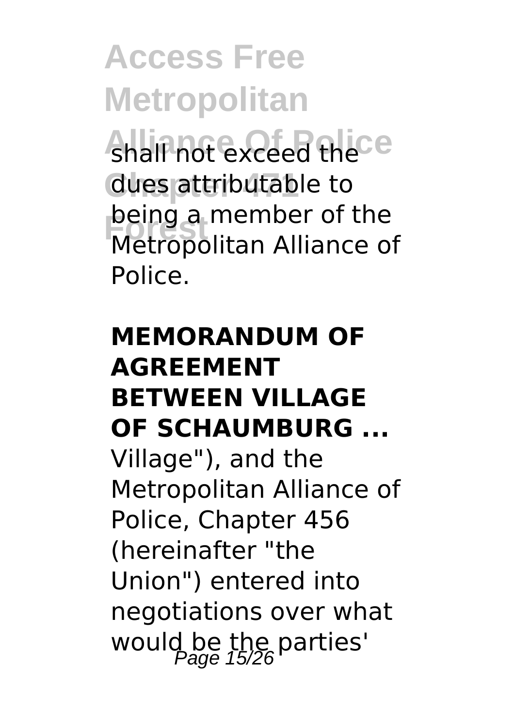shall not exceed the dues attributable to being a member of the Metropolitan Alliance of Police.

**MEMORANDUM OF AGREEMENT BETWEEN VILLAGE OF SCHAUMBURG ...**

Village"), and the Metropolitan Alliance of Police, Chapter 456 (hereinafter "the Union") entered into negotiations over what would be the parties'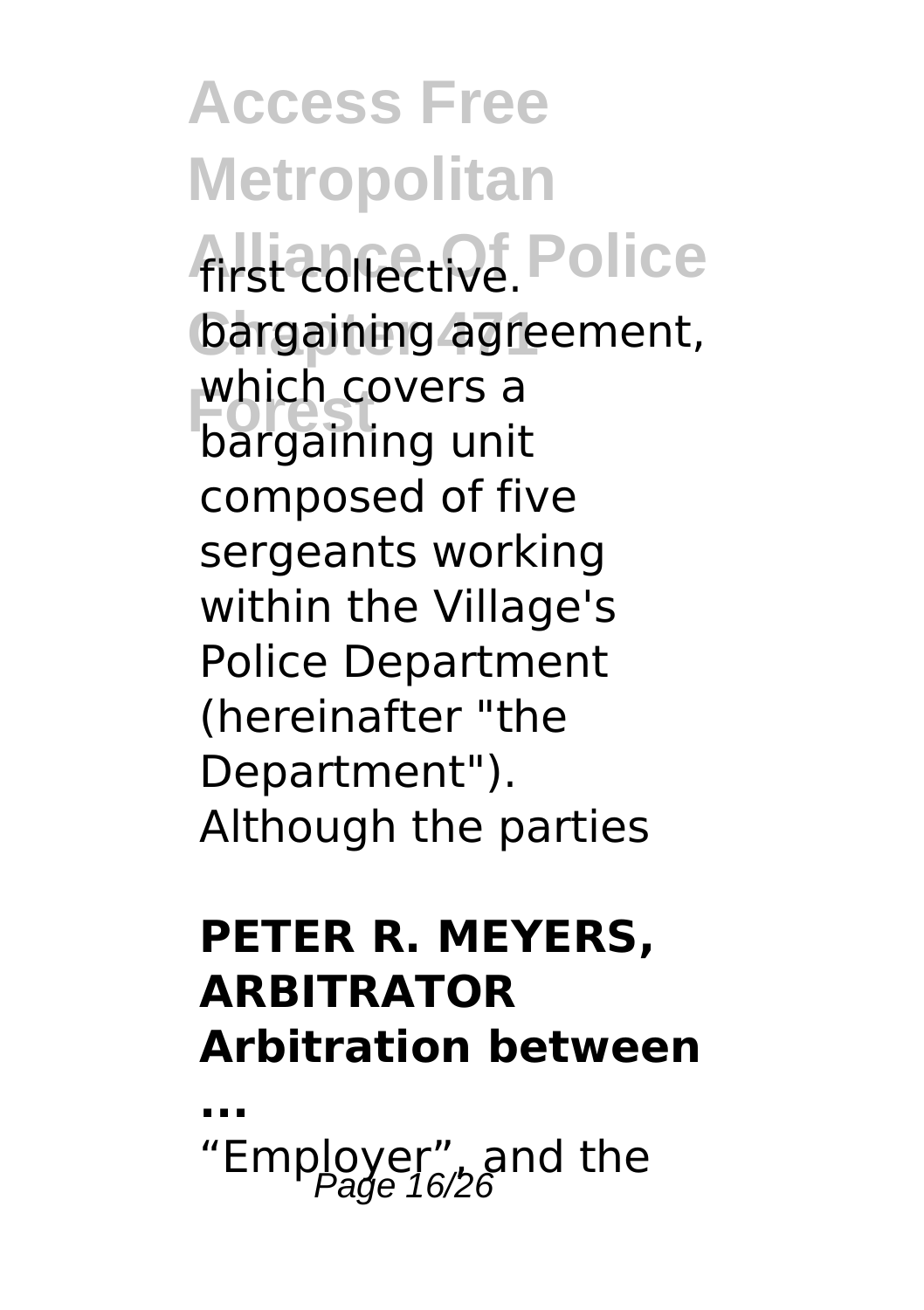first collective bargaining agreement, which covers a bargaining unit composed of five sergeants working within the Village's Police Department (hereinafter "the Department"). Although the parties

**PETER R. MEYERS, ARBITRATOR Arbitration between ...**

"Employer", and the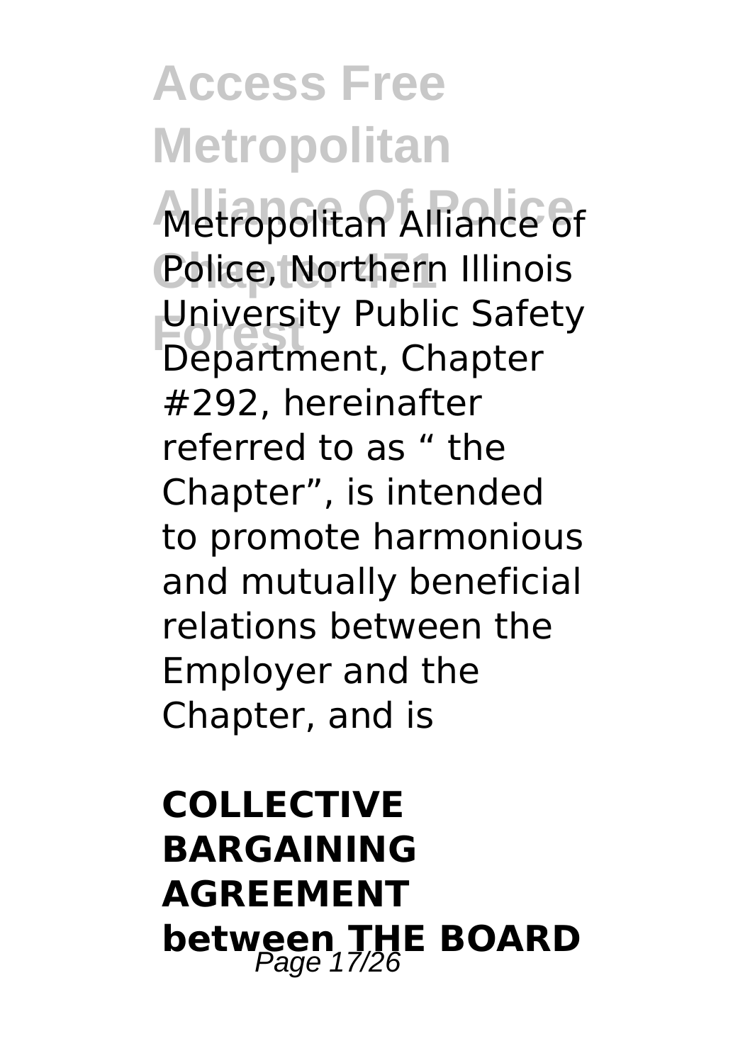Metropolitan Alliance of Police, Northern Illinois University Public Safety Department, Chapter #292, hereinafter referred to as " the Chapter", is intended to promote harmonious and mutually beneficial relations between the Employer and the Chapter, and is

**COLLECTIVE BARGAINING AGREEMENT between THE BOARD**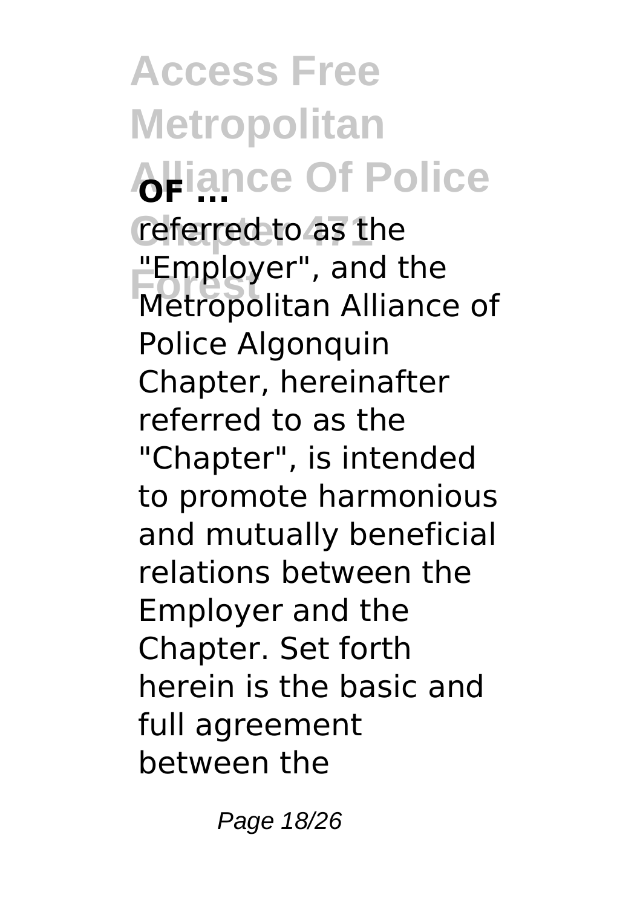**OF ...**

referred to as the "Employer", and the Metropolitan Alliance of Police Algonquin Chapter, hereinafter referred to as the "Chapter", is intended to promote harmonious and mutually beneficial relations between the Employer and the Chapter. Set forth herein is the basic and full agreement between the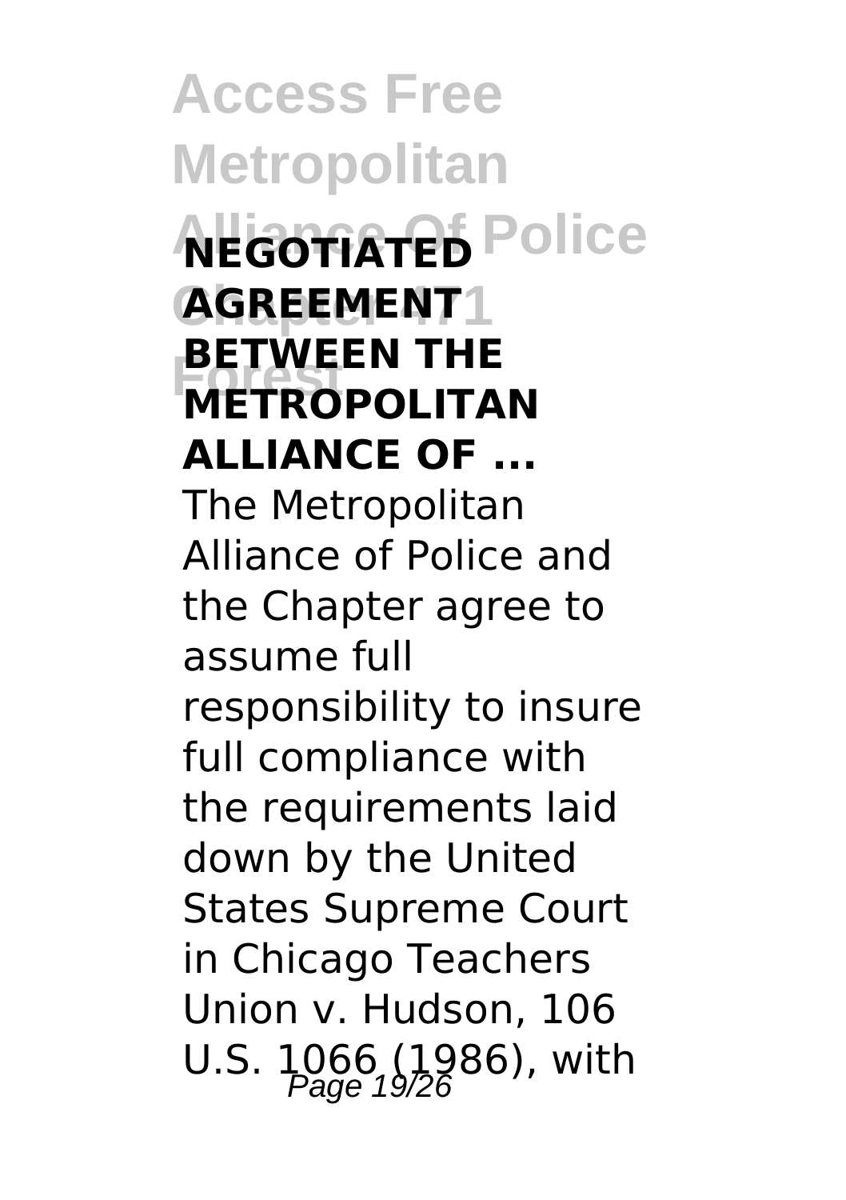**NEGOTIATED AGREEMENT BETWEEN THE METROPOLITAN ALLIANCE OF ...**

The Metropolitan Alliance of Police and the Chapter agree to assume full responsibility to insure full compliance with the requirements laid down by the United States Supreme Court in Chicago Teachers Union v. Hudson, 106 U.S. 1066 (1986), with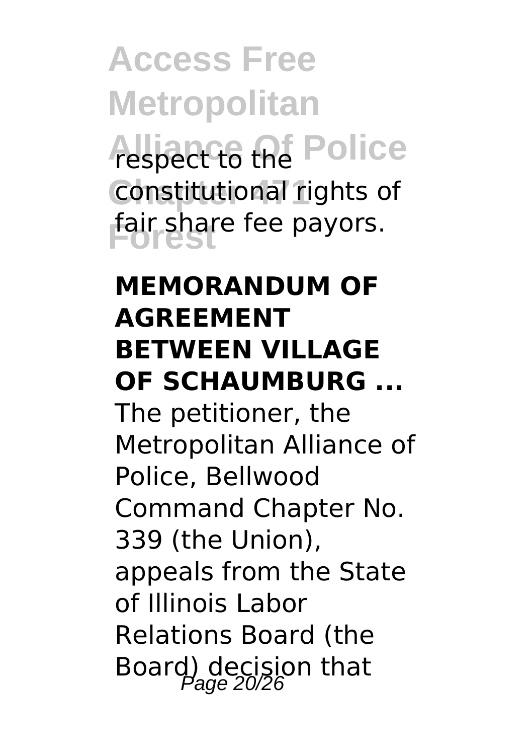respect to the constitutional rights of fair share fee payors.

## MEMORANDUM OF AGREEMENT BETWEEN VILLAGE OF SCHAUMBURG ...

The petitioner, the Metropolitan Alliance of Police, Bellwood Command Chapter No. 339 (the Union), appeals from the State of Illinois Labor Relations Board (the Board) decision that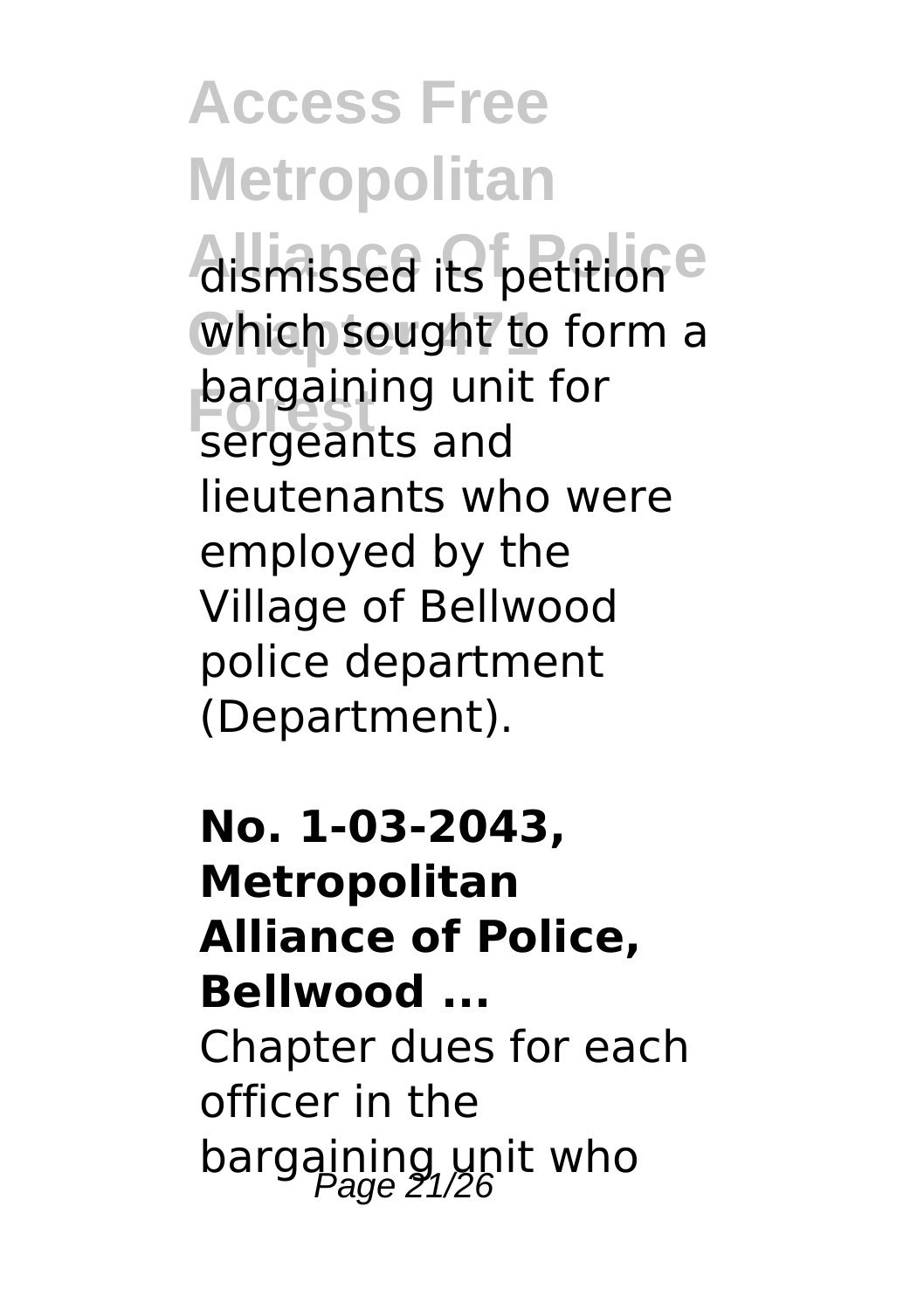dismissed its petition which sought to form a bargaining unit for sergeants and lieutenants who were employed by the Village of Bellwood police department (Department).

**No. 1-03-2043, Metropolitan Alliance of Police, Bellwood ...**

Chapter dues for each officer in the bargaining unit who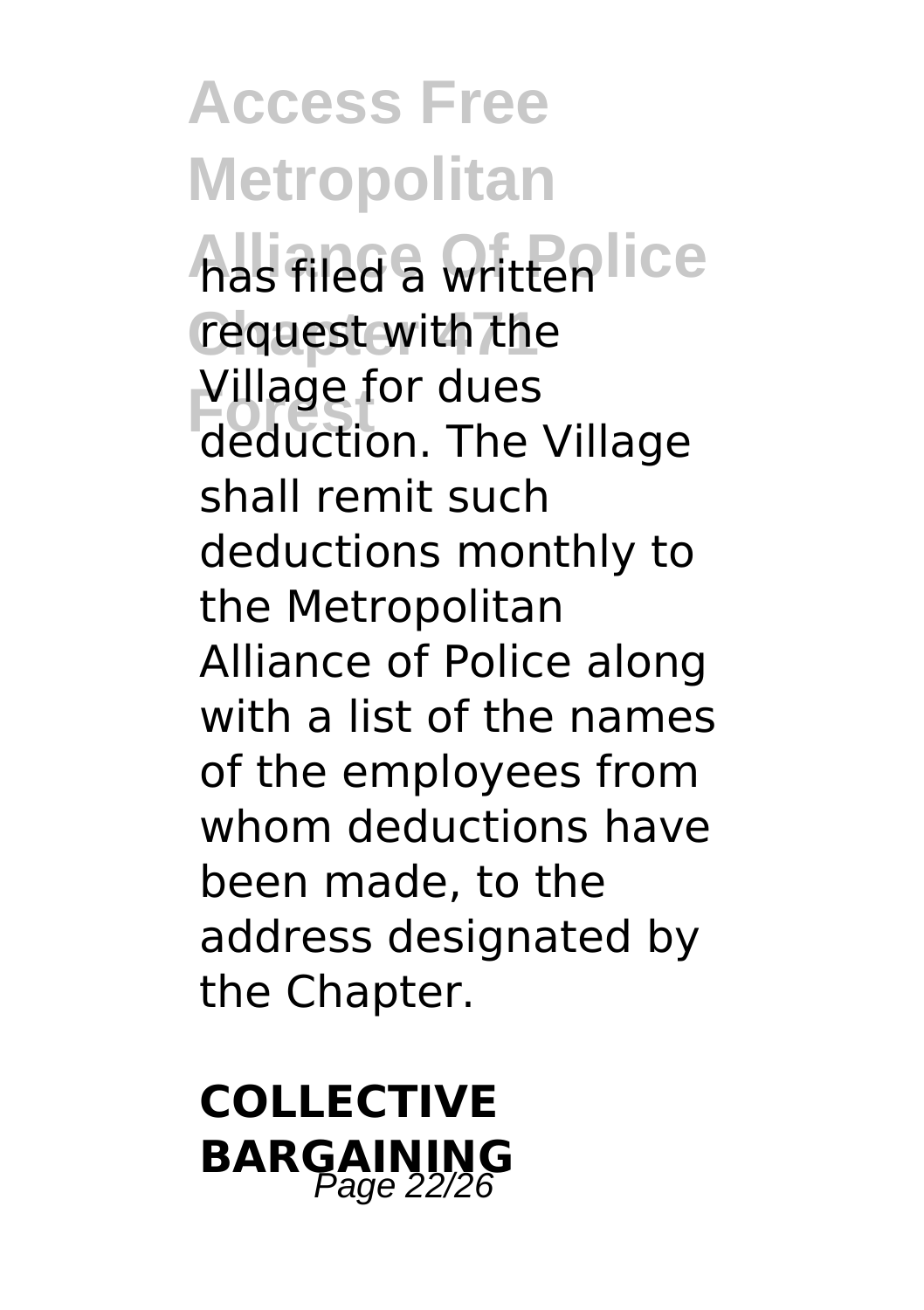has filed a written request with the Village for dues deduction. The Village shall remit such deductions monthly to the Metropolitan Alliance of Police along with a list of the names of the employees from whom deductions have been made, to the address designated by the Chapter.

**COLLECTIVE BARGAINING**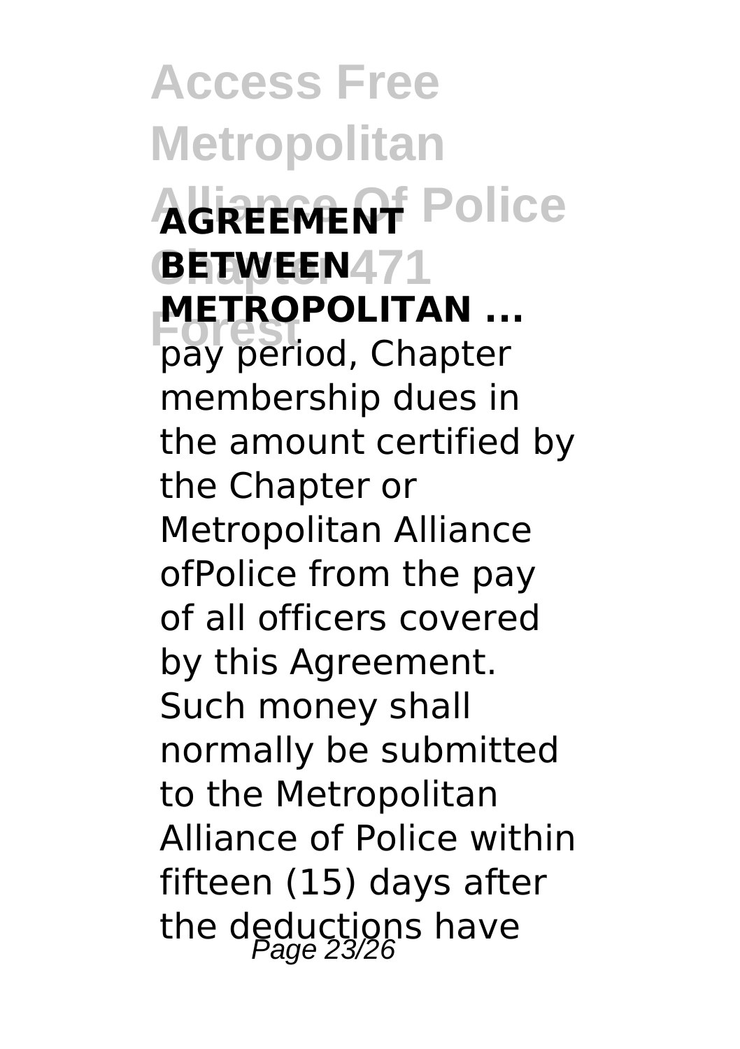**AGREEMENT BETWEEN METROPOLITAN ...**

pay period, Chapter membership dues in the amount certified by the Chapter or Metropolitan Alliance ofPolice from the pay of all officers covered by this Agreement. Such money shall normally be submitted to the Metropolitan Alliance of Police within fifteen (15) days after the deductions have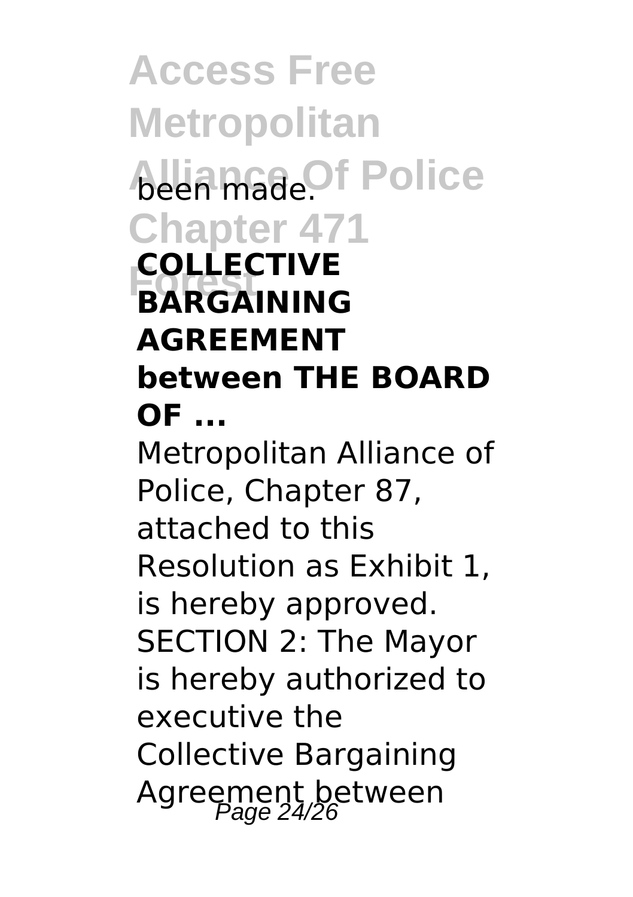been made.

**COLLECTIVE BARGAINING AGREEMENT between THE BOARD OF ...**

Metropolitan Alliance of Police, Chapter 87, attached to this Resolution as Exhibit 1, is hereby approved. SECTION 2: The Mayor is hereby authorized to executive the Collective Bargaining Agreement between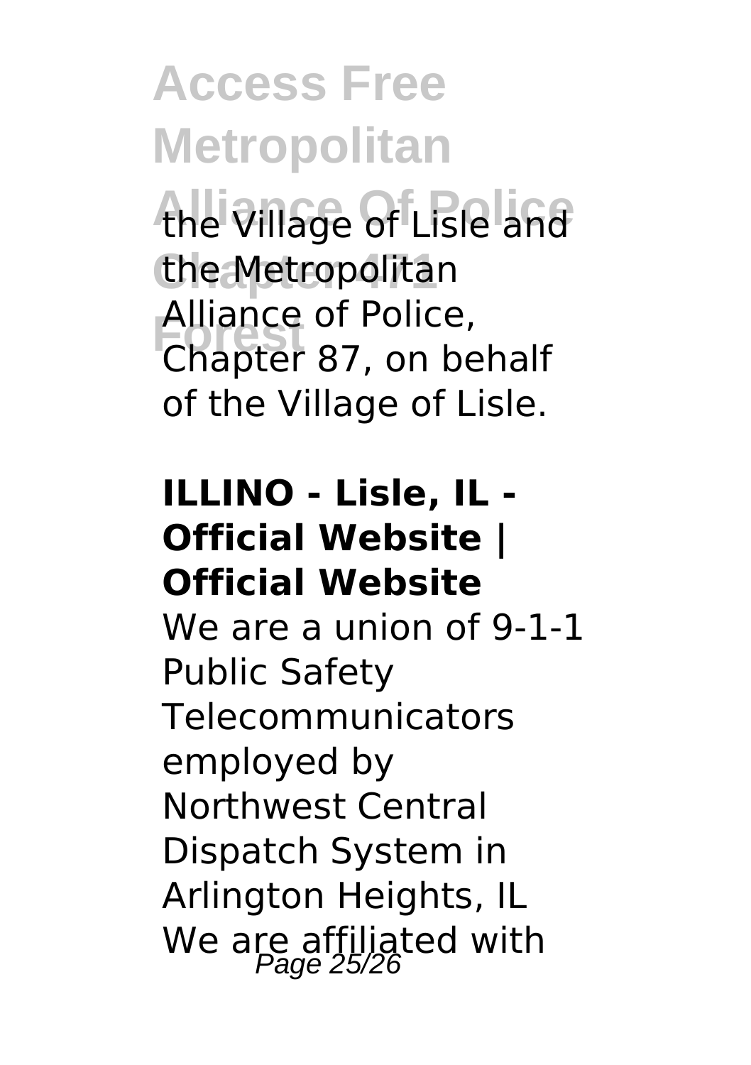the Village of Lisle and the Metropolitan Alliance of Police, Chapter 87, on behalf of the Village of Lisle.

**ILLINO - Lisle, IL - Official Website | Official Website**

We are a union of 9-1-1 Public Safety Telecommunicators employed by Northwest Central Dispatch System in Arlington Heights, IL We are affiliated with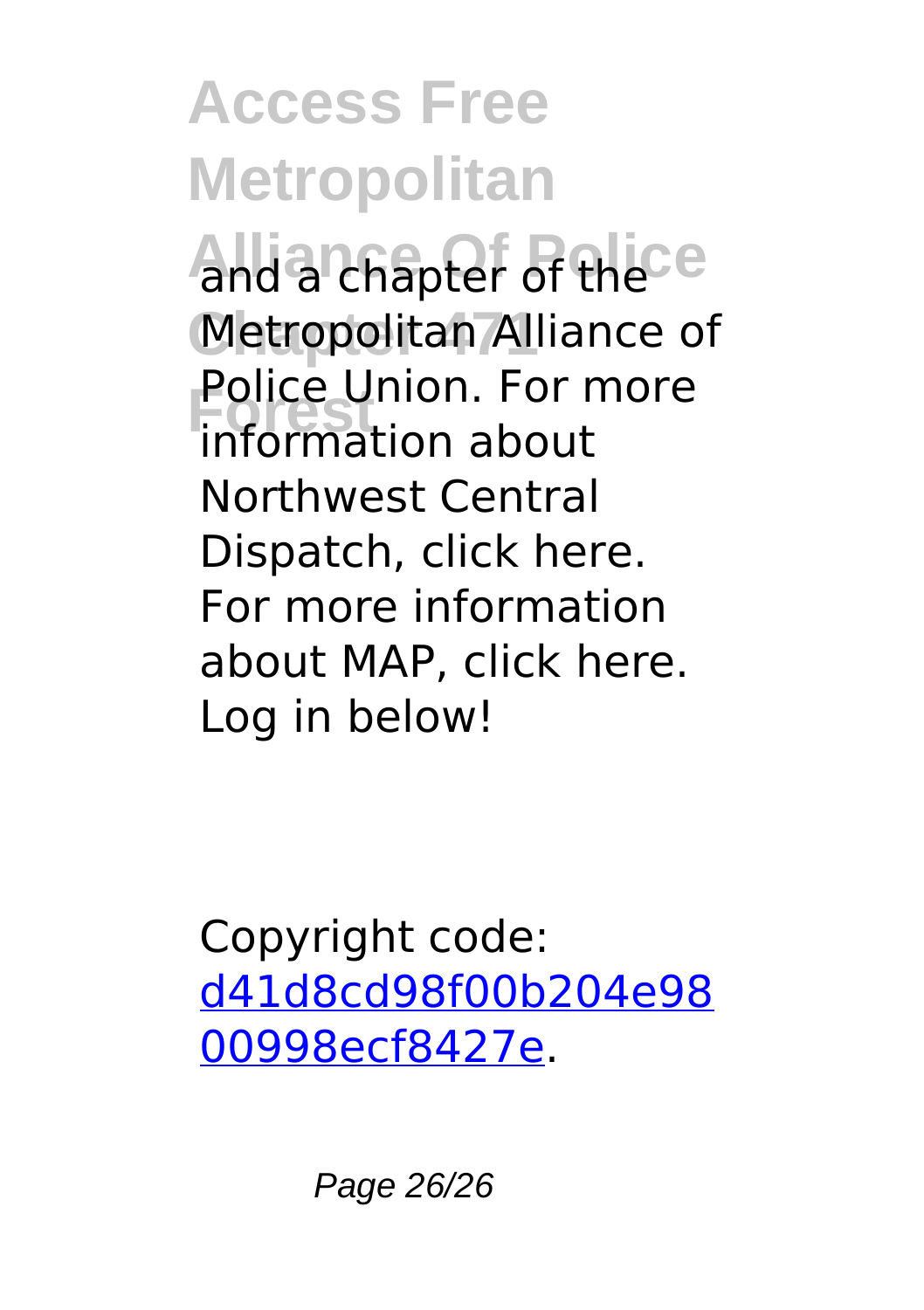and a chapter of the Metropolitan Alliance of Police Union. For more information about Northwest Central Dispatch, click here. For more information about MAP, click here. Log in below!

Copyright code: d41d8cd98f00b204e9800998ecf8427e.